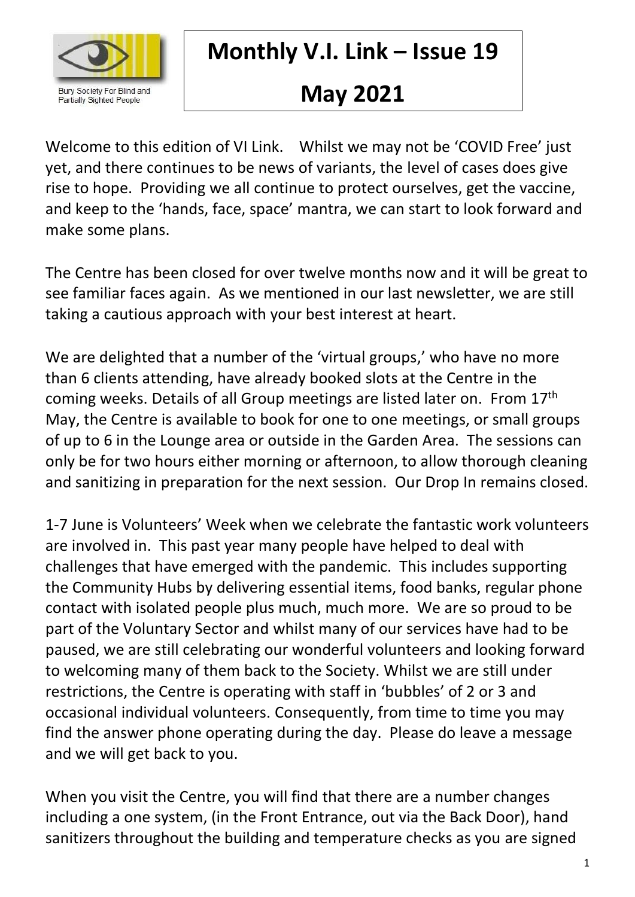Bury Society For Blind and Partially Sighted People

# Monthly V.I. Link – Issue 19

# May 2021

Welcome to this edition of VI Link. Whilst we may not be 'COVID Free' just yet, and there continues to be news of variants, the level of cases does give rise to hope. Providing we all continue to protect ourselves, get the vaccine, and keep to the 'hands, face, space' mantra, we can start to look forward and make some plans.

The Centre has been closed for over twelve months now and it will be great to see familiar faces again. As we mentioned in our last newsletter, we are still taking a cautious approach with your best interest at heart.

We are delighted that a number of the 'virtual groups,' who have no more than 6 clients attending, have already booked slots at the Centre in the coming weeks. Details of all Group meetings are listed later on. From 17th May, the Centre is available to book for one to one meetings, or small groups of up to 6 in the Lounge area or outside in the Garden Area. The sessions can only be for two hours either morning or afternoon, to allow thorough cleaning and sanitizing in preparation for the next session. Our Drop In remains closed.

1-7 June is Volunteers' Week when we celebrate the fantastic work volunteers are involved in. This past year many people have helped to deal with challenges that have emerged with the pandemic. This includes supporting the Community Hubs by delivering essential items, food banks, regular phone contact with isolated people plus much, much more. We are so proud to be part of the Voluntary Sector and whilst many of our services have had to be paused, we are still celebrating our wonderful volunteers and looking forward to welcoming many of them back to the Society. Whilst we are still under restrictions, the Centre is operating with staff in 'bubbles' of 2 or 3 and occasional individual volunteers. Consequently, from time to time you may find the answer phone operating during the day. Please do leave a message and we will get back to you.

When you visit the Centre, you will find that there are a number changes including a one system, (in the Front Entrance, out via the Back Door), hand sanitizers throughout the building and temperature checks as you are signed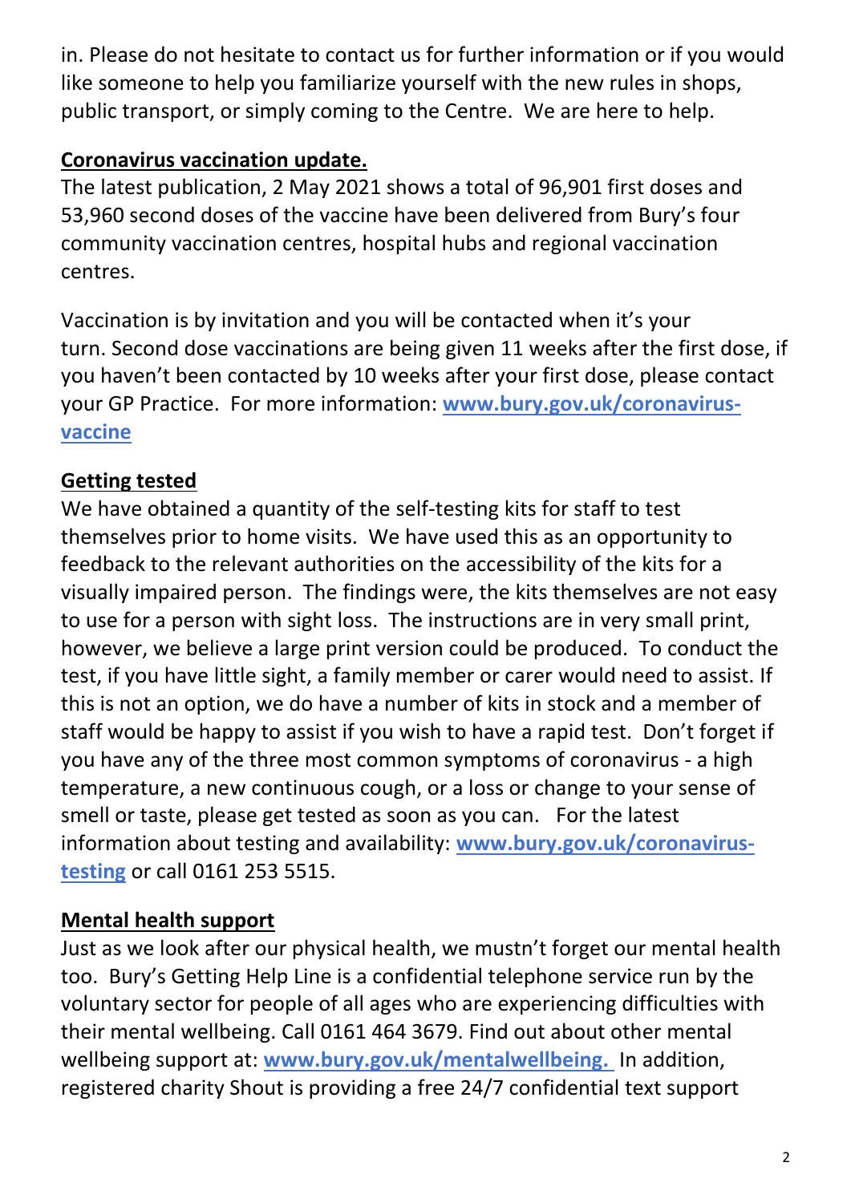in. Please do not hesitate to contact us for further information or if you would like someone to help you familiarize yourself with the new rules in shops, public transport, or simply coming to the Centre. We are here to help.

**Coronavirus vaccination update.**

The latest publication, 2 May 2021 shows a total of 96,901 first doses and 53,960 second doses of the vaccine have been delivered from Bury's four community vaccination centres, hospital hubs and regional vaccination centres.

Vaccination is by invitation and you will be contacted when it's your turn. Second dose vaccinations are being given 11 weeks after the first dose, if you haven't been contacted by 10 weeks after your first dose, please contact your GP Practice. For more information: **www.bury.gov.uk/coronavirus-vaccine**

**Getting tested**

We have obtained a quantity of the self-testing kits for staff to test themselves prior to home visits. We have used this as an opportunity to feedback to the relevant authorities on the accessibility of the kits for a visually impaired person. The findings were, the kits themselves are not easy to use for a person with sight loss. The instructions are in very small print, however, we believe a large print version could be produced. To conduct the test, if you have little sight, a family member or carer would need to assist. If this is not an option, we do have a number of kits in stock and a member of staff would be happy to assist if you wish to have a rapid test. Don't forget if you have any of the three most common symptoms of coronavirus - a high temperature, a new continuous cough, or a loss or change to your sense of smell or taste, please get tested as soon as you can. For the latest information about testing and availability: **www.bury.gov.uk/coronavirus-testing** or call 0161 253 5515.

**Mental health support**

Just as we look after our physical health, we mustn't forget our mental health too. Bury's Getting Help Line is a confidential telephone service run by the voluntary sector for people of all ages who are experiencing difficulties with their mental wellbeing. Call 0161 464 3679. Find out about other mental wellbeing support at: **www.bury.gov.uk/mentalwellbeing.** In addition, registered charity Shout is providing a free 24/7 confidential text support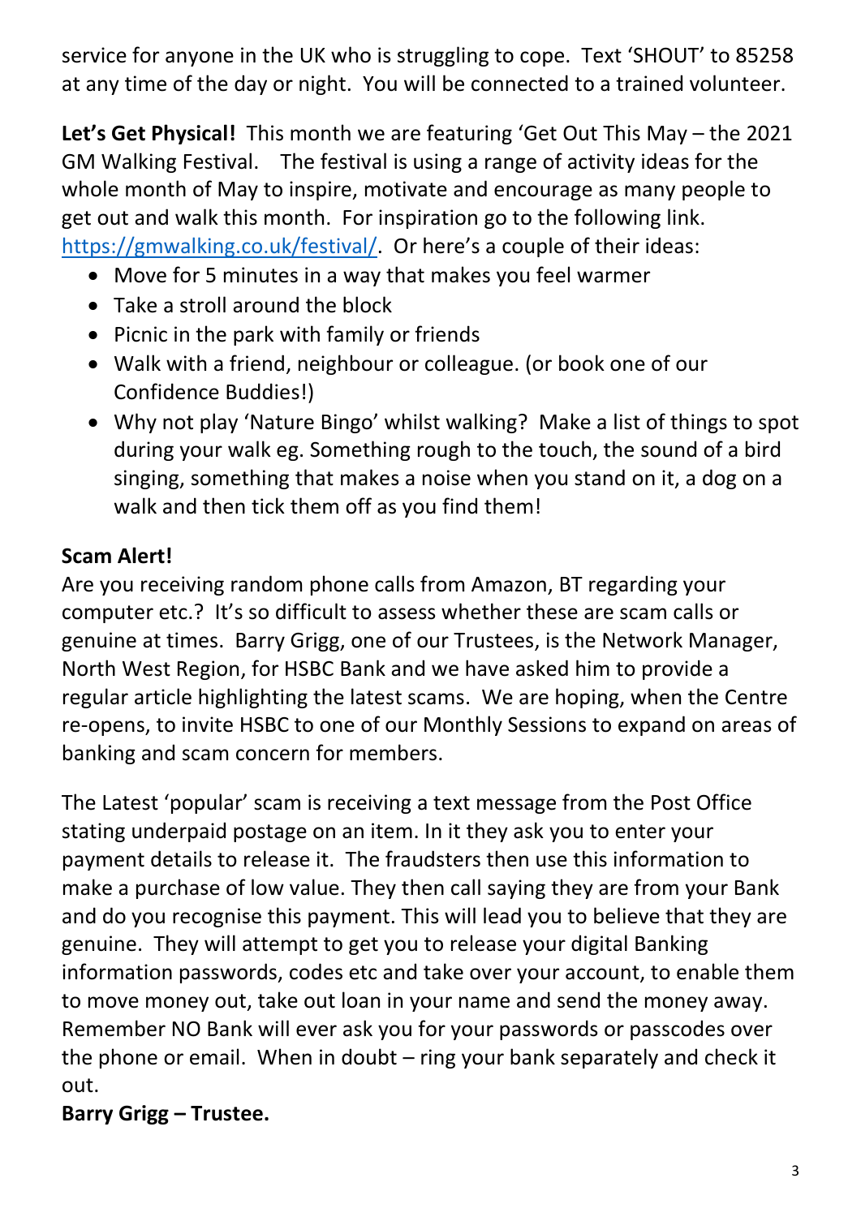service for anyone in the UK who is struggling to cope. Text 'SHOUT' to 85258 at any time of the day or night. You will be connected to a trained volunteer.

**Let's Get Physical!** This month we are featuring 'Get Out This May – the 2021 GM Walking Festival. The festival is using a range of activity ideas for the whole month of May to inspire, motivate and encourage as many people to get out and walk this month. For inspiration go to the following link. [https://gmwalking.co.uk/festival/](https://gmwalking.co.uk/festival/). Or here's a couple of their ideas:

- Move for 5 minutes in a way that makes you feel warmer
- Take a stroll around the block
- Picnic in the park with family or friends
- Walk with a friend, neighbour or colleague. (or book one of our Confidence Buddies!)
- Why not play 'Nature Bingo' whilst walking? Make a list of things to spot during your walk eg. Something rough to the touch, the sound of a bird singing, something that makes a noise when you stand on it, a dog on a walk and then tick them off as you find them!

**Scam Alert!**

Are you receiving random phone calls from Amazon, BT regarding your computer etc.? It's so difficult to assess whether these are scam calls or genuine at times. Barry Grigg, one of our Trustees, is the Network Manager, North West Region, for HSBC Bank and we have asked him to provide a regular article highlighting the latest scams. We are hoping, when the Centre re-opens, to invite HSBC to one of our Monthly Sessions to expand on areas of banking and scam concern for members.

The Latest 'popular' scam is receiving a text message from the Post Office stating underpaid postage on an item. In it they ask you to enter your payment details to release it. The fraudsters then use this information to make a purchase of low value. They then call saying they are from your Bank and do you recognise this payment. This will lead you to believe that they are genuine. They will attempt to get you to release your digital Banking information passwords, codes etc and take over your account, to enable them to move money out, take out loan in your name and send the money away. Remember NO Bank will ever ask you for your passwords or passcodes over the phone or email. When in doubt – ring your bank separately and check it out.

**Barry Grigg – Trustee.**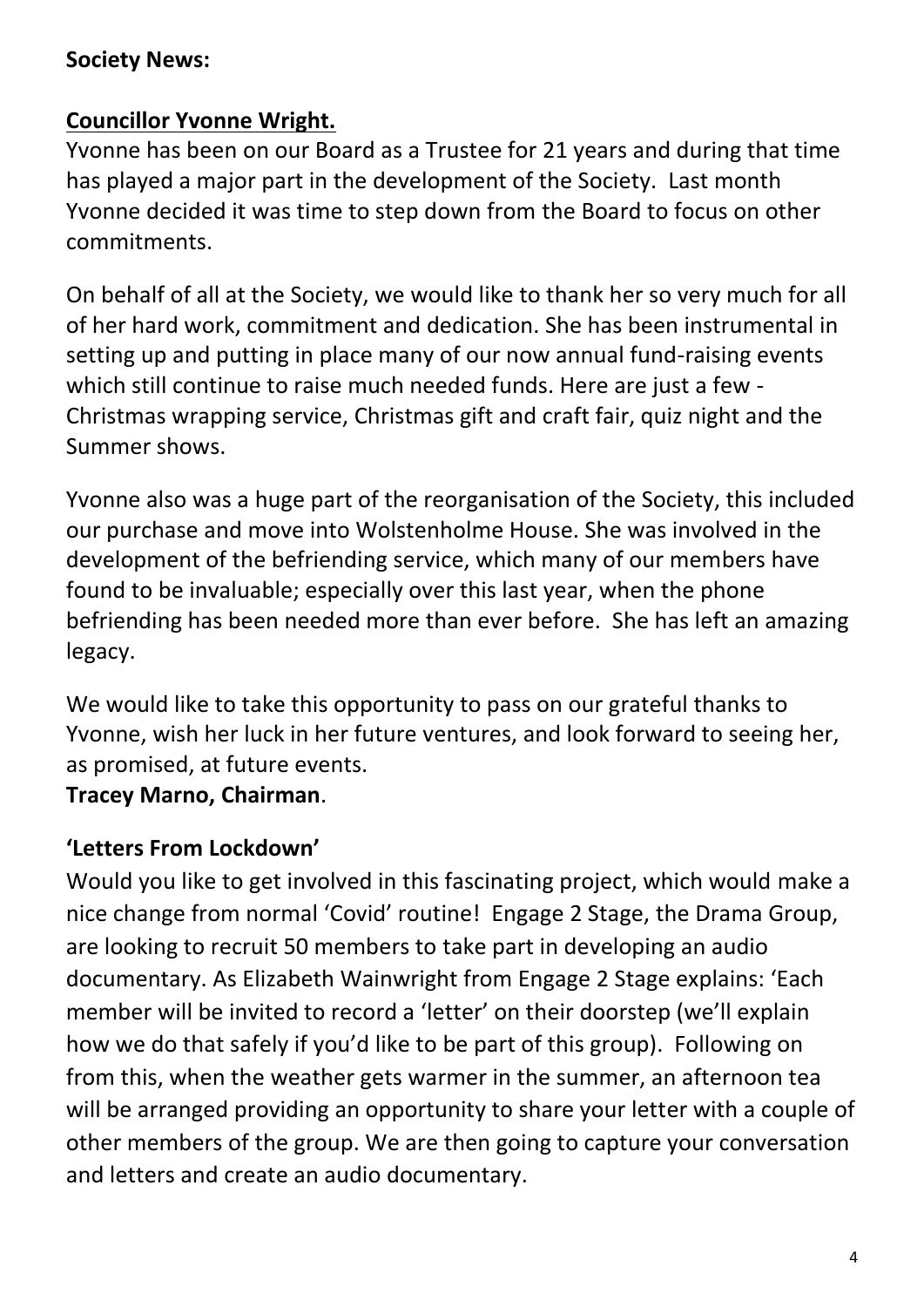**Society News:**

**Councillor Yvonne Wright.**

Yvonne has been on our Board as a Trustee for 21 years and during that time has played a major part in the development of the Society. Last month Yvonne decided it was time to step down from the Board to focus on other commitments.

On behalf of all at the Society, we would like to thank her so very much for all of her hard work, commitment and dedication. She has been instrumental in setting up and putting in place many of our now annual fund-raising events which still continue to raise much needed funds. Here are just a few - Christmas wrapping service, Christmas gift and craft fair, quiz night and the Summer shows.

Yvonne also was a huge part of the reorganisation of the Society, this included our purchase and move into Wolstenholme House. She was involved in the development of the befriending service, which many of our members have found to be invaluable; especially over this last year, when the phone befriending has been needed more than ever before. She has left an amazing legacy.

We would like to take this opportunity to pass on our grateful thanks to Yvonne, wish her luck in her future ventures, and look forward to seeing her, as promised, at future events.

**Tracey Marno, Chairman**.

**'Letters From Lockdown'**

Would you like to get involved in this fascinating project, which would make a nice change from normal 'Covid' routine! Engage 2 Stage, the Drama Group, are looking to recruit 50 members to take part in developing an audio documentary. As Elizabeth Wainwright from Engage 2 Stage explains: 'Each member will be invited to record a 'letter' on their doorstep (we'll explain how we do that safely if you'd like to be part of this group). Following on from this, when the weather gets warmer in the summer, an afternoon tea will be arranged providing an opportunity to share your letter with a couple of other members of the group. We are then going to capture your conversation and letters and create an audio documentary.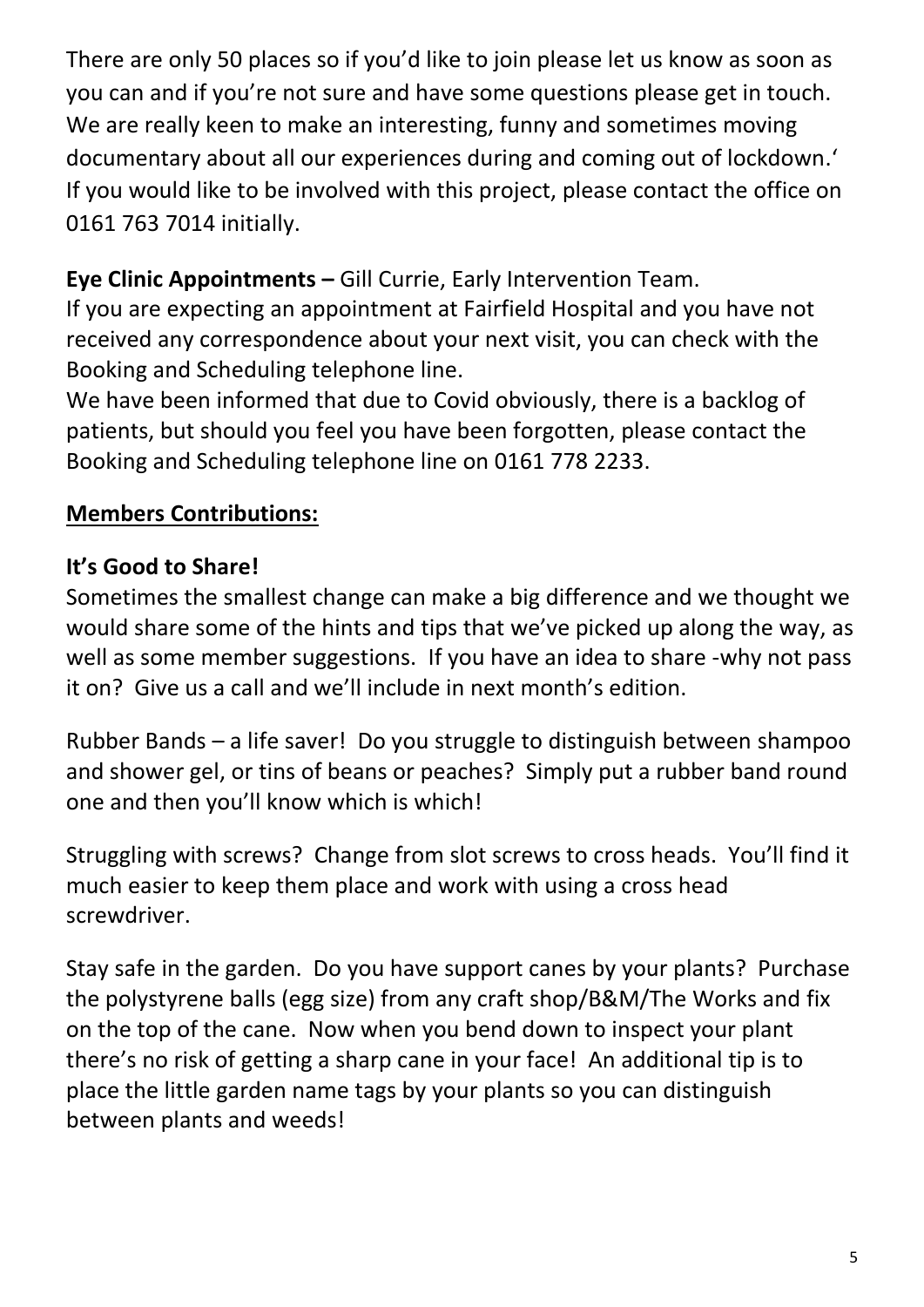There are only 50 places so if you'd like to join please let us know as soon as you can and if you're not sure and have some questions please get in touch. We are really keen to make an interesting, funny and sometimes moving documentary about all our experiences during and coming out of lockdown.' If you would like to be involved with this project, please contact the office on 0161 763 7014 initially.

**Eye Clinic Appointments –** Gill Currie, Early Intervention Team.
If you are expecting an appointment at Fairfield Hospital and you have not received any correspondence about your next visit, you can check with the Booking and Scheduling telephone line.
We have been informed that due to Covid obviously, there is a backlog of patients, but should you feel you have been forgotten, please contact the Booking and Scheduling telephone line on 0161 778 2233.

## Members Contributions:

### It's Good to Share!

Sometimes the smallest change can make a big difference and we thought we would share some of the hints and tips that we've picked up along the way, as well as some member suggestions. If you have an idea to share -why not pass it on? Give us a call and we'll include in next month's edition.

Rubber Bands – a life saver! Do you struggle to distinguish between shampoo and shower gel, or tins of beans or peaches? Simply put a rubber band round one and then you'll know which is which!

Struggling with screws? Change from slot screws to cross heads. You'll find it much easier to keep them place and work with using a cross head screwdriver.

Stay safe in the garden. Do you have support canes by your plants? Purchase the polystyrene balls (egg size) from any craft shop/B&M/The Works and fix on the top of the cane. Now when you bend down to inspect your plant there's no risk of getting a sharp cane in your face! An additional tip is to place the little garden name tags by your plants so you can distinguish between plants and weeds!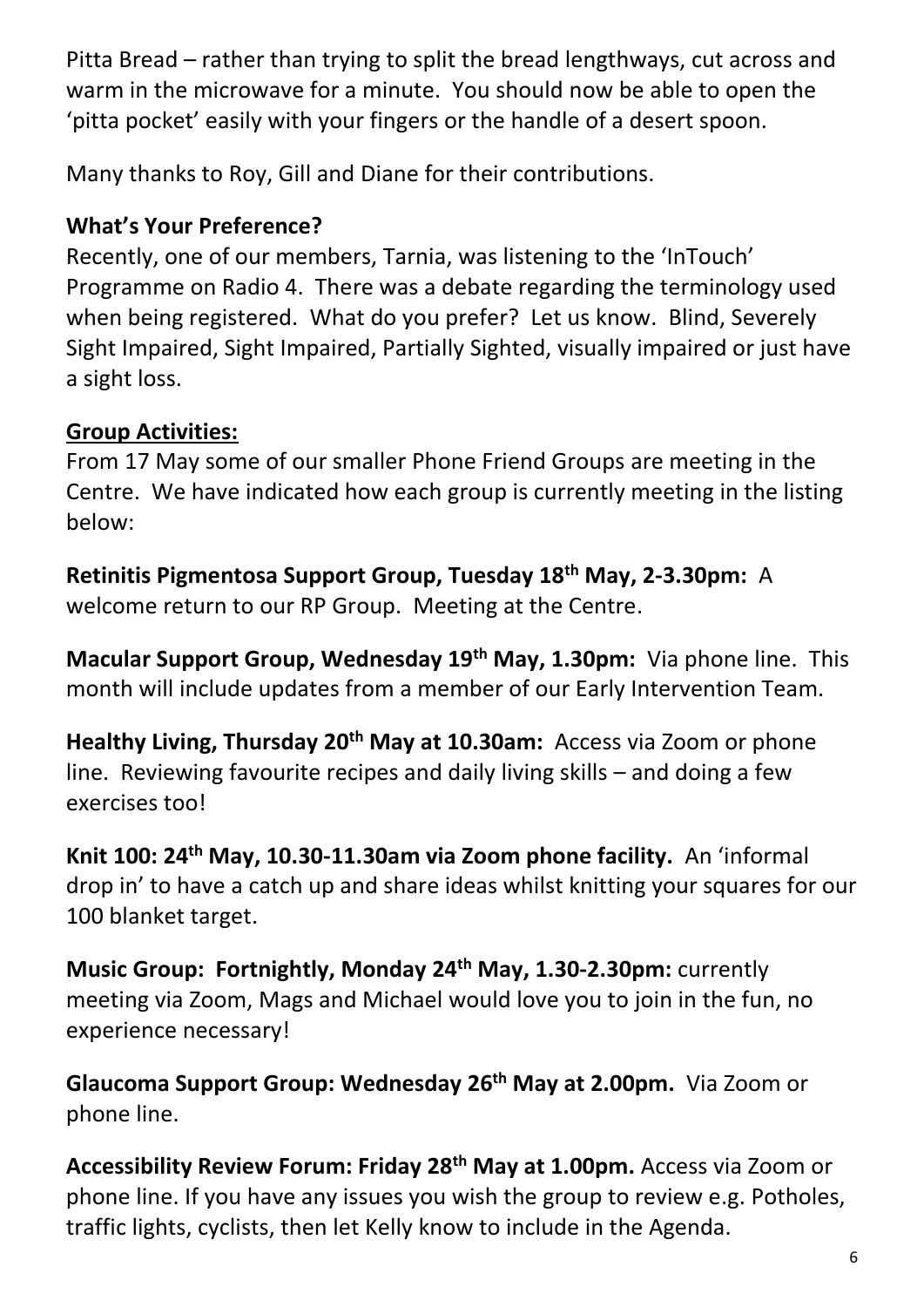Pitta Bread – rather than trying to split the bread lengthways, cut across and warm in the microwave for a minute. You should now be able to open the 'pitta pocket' easily with your fingers or the handle of a desert spoon.

Many thanks to Roy, Gill and Diane for their contributions.

**What's Your Preference?**

Recently, one of our members, Tarnia, was listening to the 'InTouch' Programme on Radio 4. There was a debate regarding the terminology used when being registered. What do you prefer? Let us know. Blind, Severely Sight Impaired, Sight Impaired, Partially Sighted, visually impaired or just have a sight loss.

**Group Activities:**

From 17 May some of our smaller Phone Friend Groups are meeting in the Centre. We have indicated how each group is currently meeting in the listing below:

**Retinitis Pigmentosa Support Group, Tuesday 18th May, 2-3.30pm:** A welcome return to our RP Group. Meeting at the Centre.

**Macular Support Group, Wednesday 19th May, 1.30pm:** Via phone line. This month will include updates from a member of our Early Intervention Team.

**Healthy Living, Thursday 20th May at 10.30am:** Access via Zoom or phone line. Reviewing favourite recipes and daily living skills – and doing a few exercises too!

**Knit 100: 24th May, 10.30-11.30am via Zoom phone facility.** An 'informal drop in' to have a catch up and share ideas whilst knitting your squares for our 100 blanket target.

**Music Group: Fortnightly, Monday 24th May, 1.30-2.30pm:** currently meeting via Zoom, Mags and Michael would love you to join in the fun, no experience necessary!

**Glaucoma Support Group: Wednesday 26th May at 2.00pm.** Via Zoom or phone line.

**Accessibility Review Forum: Friday 28th May at 1.00pm.** Access via Zoom or phone line. If you have any issues you wish the group to review e.g. Potholes, traffic lights, cyclists, then let Kelly know to include in the Agenda.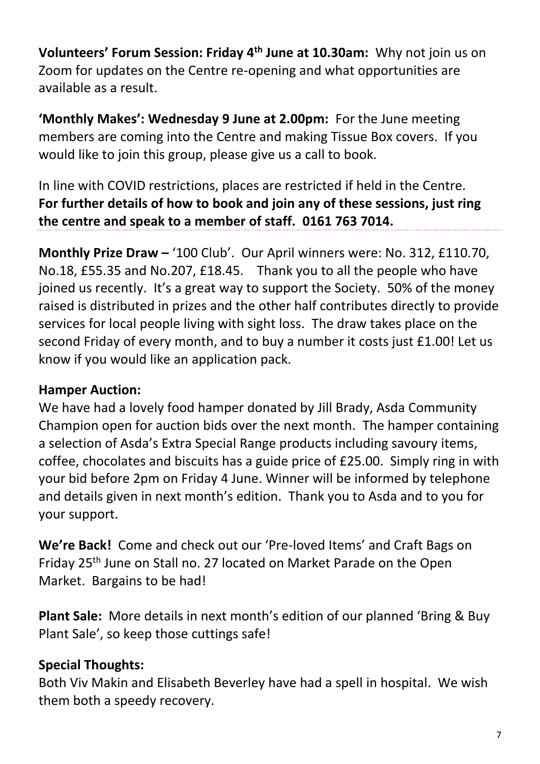**Volunteers' Forum Session: Friday 4th June at 10.30am:** Why not join us on Zoom for updates on the Centre re-opening and what opportunities are available as a result.

**'Monthly Makes': Wednesday 9 June at 2.00pm:** For the June meeting members are coming into the Centre and making Tissue Box covers. If you would like to join this group, please give us a call to book.

In line with COVID restrictions, places are restricted if held in the Centre. **For further details of how to book and join any of these sessions, just ring the centre and speak to a member of staff. 0161 763 7014.**

---

**Monthly Prize Draw –** '100 Club'. Our April winners were: No. 312, £110.70, No.18, £55.35 and No.207, £18.45. Thank you to all the people who have joined us recently. It's a great way to support the Society. 50% of the money raised is distributed in prizes and the other half contributes directly to provide services for local people living with sight loss. The draw takes place on the second Friday of every month, and to buy a number it costs just £1.00! Let us know if you would like an application pack.

**Hamper Auction:**

We have had a lovely food hamper donated by Jill Brady, Asda Community Champion open for auction bids over the next month. The hamper containing a selection of Asda's Extra Special Range products including savoury items, coffee, chocolates and biscuits has a guide price of £25.00. Simply ring in with your bid before 2pm on Friday 4 June. Winner will be informed by telephone and details given in next month's edition. Thank you to Asda and to you for your support.

**We're Back!** Come and check out our 'Pre-loved Items' and Craft Bags on Friday 25th June on Stall no. 27 located on Market Parade on the Open Market. Bargains to be had!

**Plant Sale:** More details in next month's edition of our planned 'Bring & Buy Plant Sale', so keep those cuttings safe!

**Special Thoughts:**

Both Viv Makin and Elisabeth Beverley have had a spell in hospital. We wish them both a speedy recovery.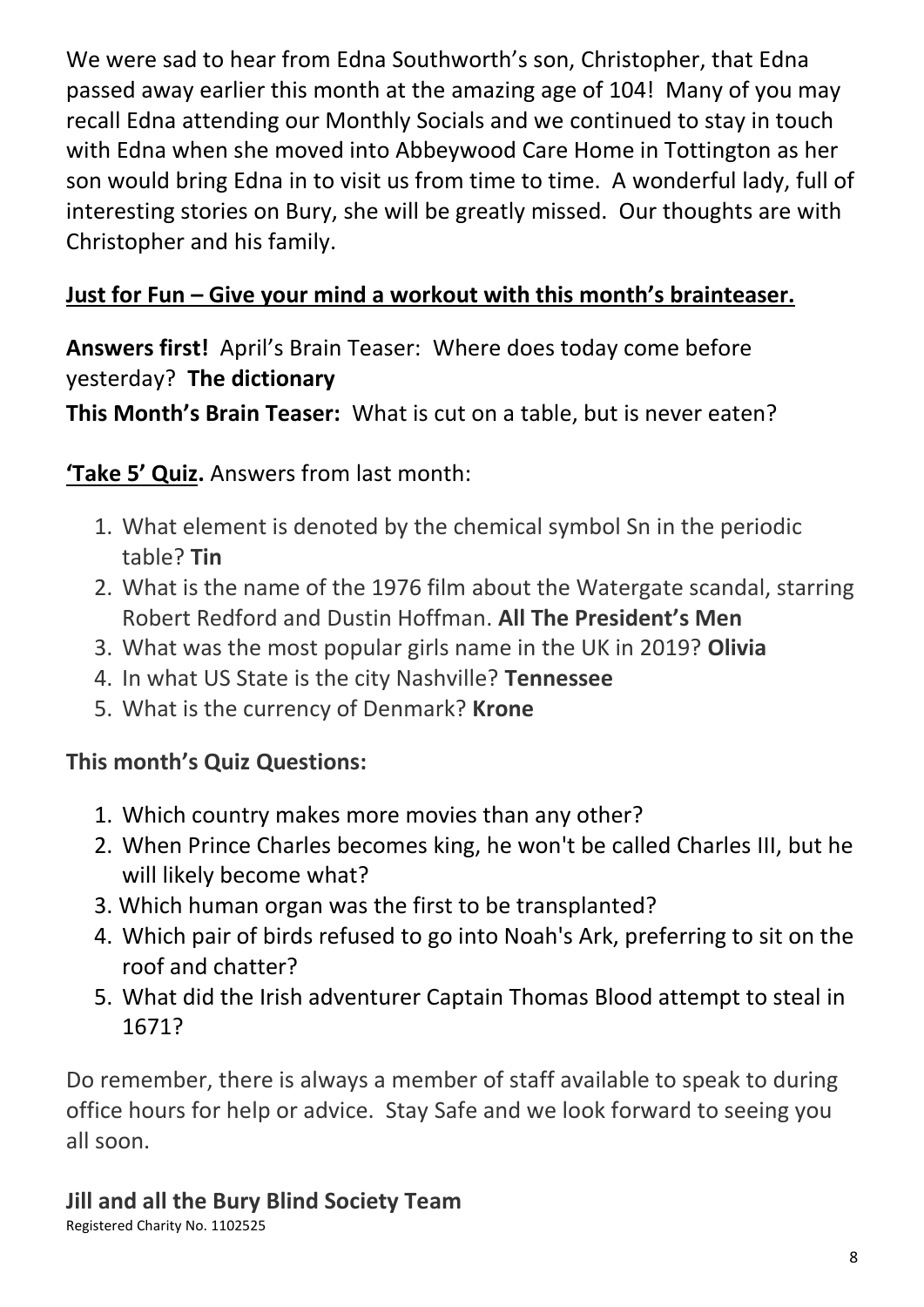We were sad to hear from Edna Southworth's son, Christopher, that Edna passed away earlier this month at the amazing age of 104! Many of you may recall Edna attending our Monthly Socials and we continued to stay in touch with Edna when she moved into Abbeywood Care Home in Tottington as her son would bring Edna in to visit us from time to time. A wonderful lady, full of interesting stories on Bury, she will be greatly missed. Our thoughts are with Christopher and his family.

**Just for Fun – Give your mind a workout with this month's brainteaser.**

**Answers first!** April's Brain Teaser: Where does today come before yesterday? **The dictionary**

**This Month's Brain Teaser:** What is cut on a table, but is never eaten?

**'Take 5' Quiz.** Answers from last month:

1. What element is denoted by the chemical symbol Sn in the periodic table? **Tin**
2. What is the name of the 1976 film about the Watergate scandal, starring Robert Redford and Dustin Hoffman. **All The President's Men**
3. What was the most popular girls name in the UK in 2019? **Olivia**
4. In what US State is the city Nashville? **Tennessee**
5. What is the currency of Denmark? **Krone**

**This month's Quiz Questions:**

1. Which country makes more movies than any other?
2. When Prince Charles becomes king, he won't be called Charles III, but he will likely become what?
3. Which human organ was the first to be transplanted?
4. Which pair of birds refused to go into Noah's Ark, preferring to sit on the roof and chatter?
5. What did the Irish adventurer Captain Thomas Blood attempt to steal in 1671?

Do remember, there is always a member of staff available to speak to during office hours for help or advice. Stay Safe and we look forward to seeing you all soon.

**Jill and all the Bury Blind Society Team**

Registered Charity No. 1102525